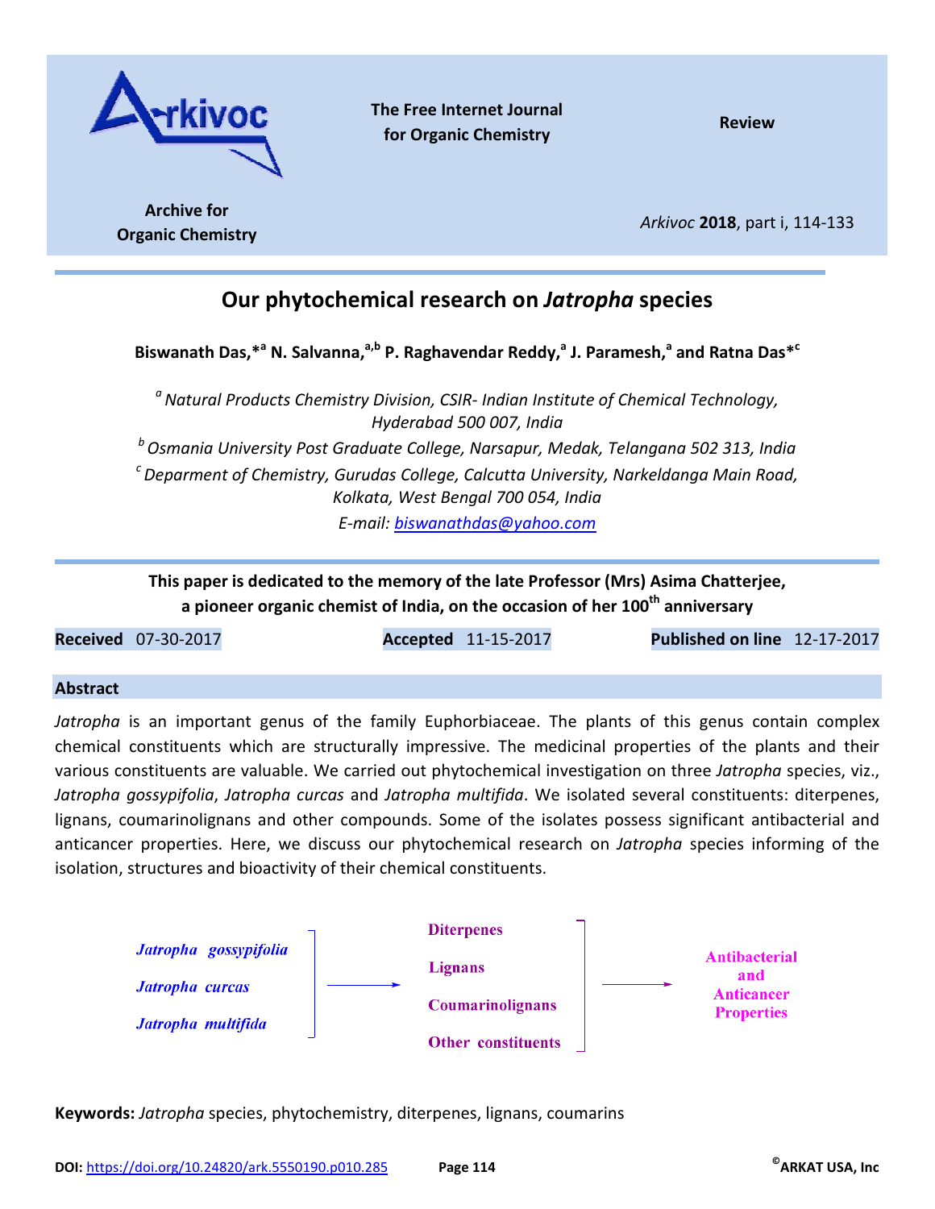Arkivoc

The Free Internet Journal for Organic Chemistry

Review

Archive for Organic Chemistry

# Our phytochemical research on *Jatropha* species

**Biswanath Das,*[a] N. Salvanna,[a,b] P. Raghavendar Reddy,[a] J. Paramesh,[a] and Ratna Das*[c]**

*[a] Natural Products Chemistry Division, CSIR- Indian Institute of Chemical Technology, Hyderabad 500 007, India*

*[b] Osmania University Post Graduate College, Narsapur, Medak, Telangana 502 313, India*

*[c] Deparment of Chemistry, Gurudas College, Calcutta University, Narkeldanga Main Road, Kolkata, West Bengal 700 054, India*

*E-mail: biswanathdas@yahoo.com*

**This paper is dedicated to the memory of the late Professor (Mrs) Asima Chatterjee, a pioneer organic chemist of India, on the occasion of her 100th anniversary**

**Received** 07-30-2017 **Accepted** 11-15-2017 **Published on line** 12-17-2017

## Abstract

*Jatropha* is an important genus of the family Euphorbiaceae. The plants of this genus contain complex chemical constituents which are structurally impressive. The medicinal properties of the plants and their various constituents are valuable. We carried out phytochemical investigation on three *Jatropha* species, viz., *Jatropha gossypifolia*, *Jatropha curcas* and *Jatropha multifida*. We isolated several constituents: diterpenes, lignans, coumarinolignans and other compounds. Some of the isolates possess significant antibacterial and anticancer properties. Here, we discuss our phytochemical research on *Jatropha* species informing of the isolation, structures and bioactivity of their chemical constituents.

*Jatropha gossypifolia*, *Jatropha curcas*, *Jatropha multifida* → Diterpenes, Lignans, Coumarinolignans, Other constituents → Antibacterial and Anticancer Properties

**Keywords:** *Jatropha* species, phytochemistry, diterpenes, lignans, coumarins

**DOI:** https://doi.org/10.24820/ark.5550190.p010.285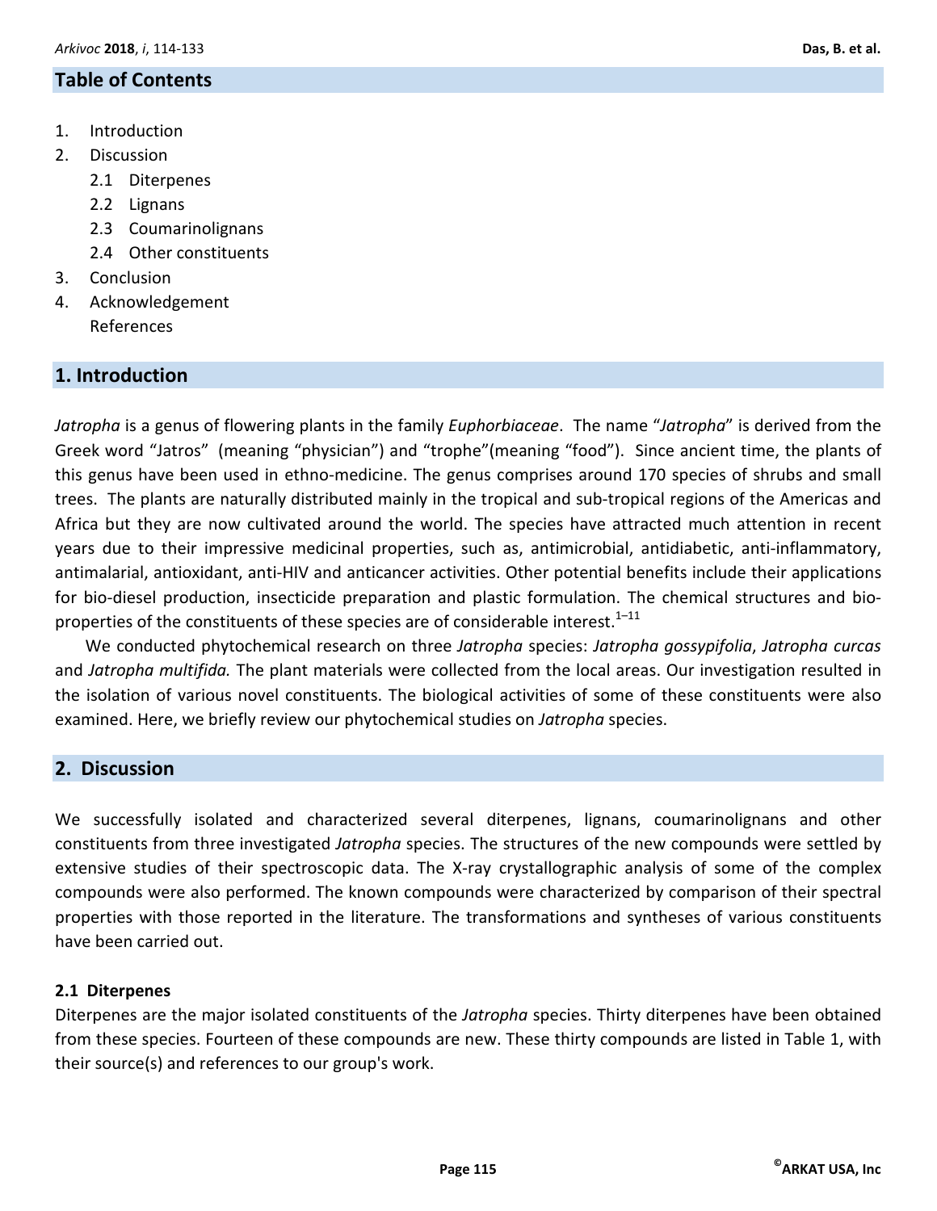## Table of Contents

1. Introduction
2. Discussion
   - 2.1 Diterpenes
   - 2.2 Lignans
   - 2.3 Coumarinolignans
   - 2.4 Other constituents
3. Conclusion
4. Acknowledgement

   References

## 1. Introduction

*Jatropha* is a genus of flowering plants in the family *Euphorbiaceae*. The name "*Jatropha*" is derived from the Greek word "Jatros" (meaning "physician") and "trophe"(meaning "food"). Since ancient time, the plants of this genus have been used in ethno-medicine. The genus comprises around 170 species of shrubs and small trees. The plants are naturally distributed mainly in the tropical and sub-tropical regions of the Americas and Africa but they are now cultivated around the world. The species have attracted much attention in recent years due to their impressive medicinal properties, such as, antimicrobial, antidiabetic, anti-inflammatory, antimalarial, antioxidant, anti-HIV and anticancer activities. Other potential benefits include their applications for bio-diesel production, insecticide preparation and plastic formulation. The chemical structures and bio-properties of the constituents of these species are of considerable interest.[1–11]

We conducted phytochemical research on three *Jatropha* species: *Jatropha gossypifolia*, *Jatropha curcas* and *Jatropha multifida.* The plant materials were collected from the local areas. Our investigation resulted in the isolation of various novel constituents. The biological activities of some of these constituents were also examined. Here, we briefly review our phytochemical studies on *Jatropha* species.

## 2. Discussion

We successfully isolated and characterized several diterpenes, lignans, coumarinolignans and other constituents from three investigated *Jatropha* species. The structures of the new compounds were settled by extensive studies of their spectroscopic data. The X-ray crystallographic analysis of some of the complex compounds were also performed. The known compounds were characterized by comparison of their spectral properties with those reported in the literature. The transformations and syntheses of various constituents have been carried out.

### 2.1 Diterpenes

Diterpenes are the major isolated constituents of the *Jatropha* species. Thirty diterpenes have been obtained from these species. Fourteen of these compounds are new. These thirty compounds are listed in Table 1, with their source(s) and references to our group's work.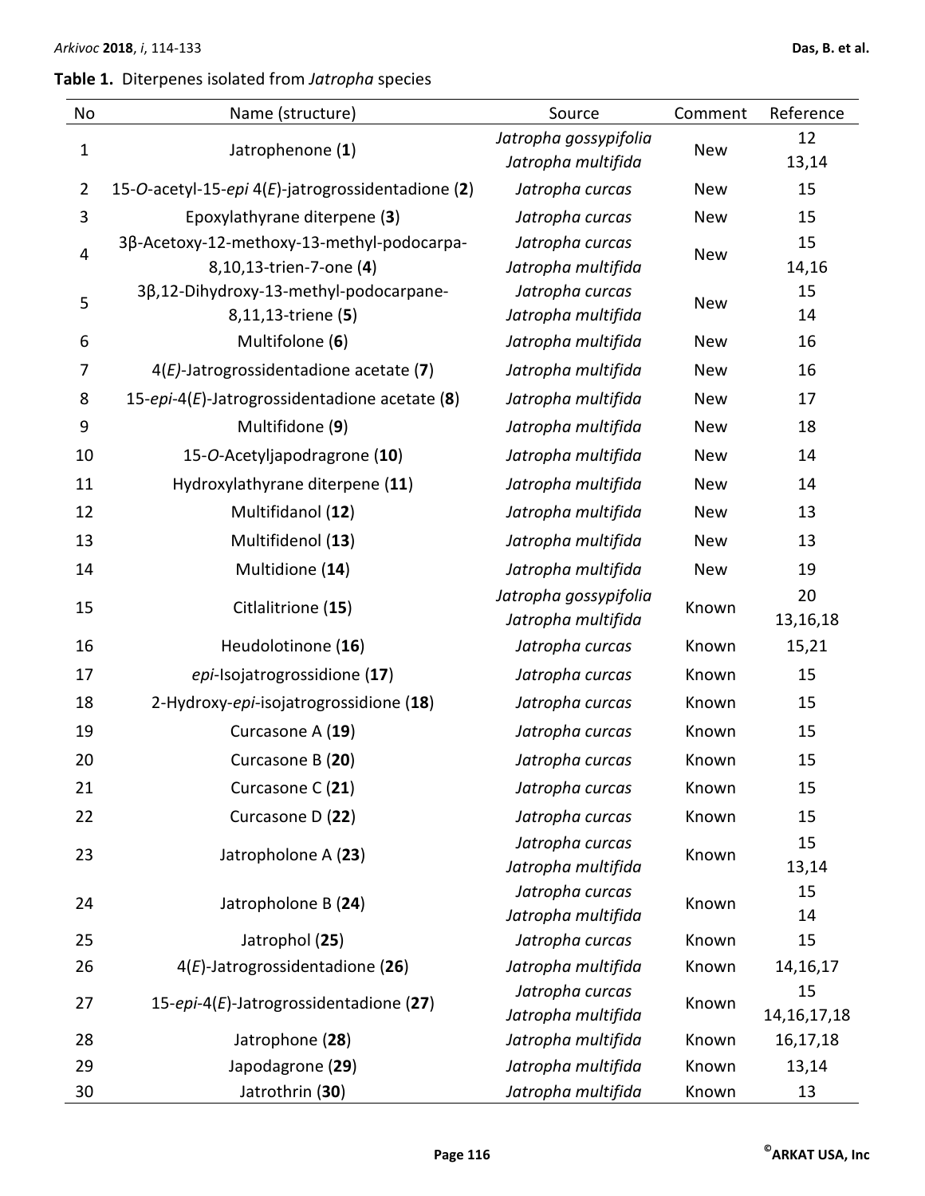**Table 1.** Diterpenes isolated from *Jatropha* species

| No | Name (structure) | Source | Comment | Reference |
|---|---|---|---|---|
| 1 | Jatrophenone (**1**) | *Jatropha gossypifolia*<br>*Jatropha multifida* | New | 12<br>13,14 |
| 2 | 15-*O*-acetyl-15-*epi* 4(*E*)-jatrogrossidentadione (**2**) | *Jatropha curcas* | New | 15 |
| 3 | Epoxylathyrane diterpene (**3**) | *Jatropha curcas* | New | 15 |
| 4 | 3β-Acetoxy-12-methoxy-13-methyl-podocarpa-8,10,13-trien-7-one (**4**) | *Jatropha curcas*<br>*Jatropha multifida* | New | 15<br>14,16 |
| 5 | 3β,12-Dihydroxy-13-methyl-podocarpane-8,11,13-triene (**5**) | *Jatropha curcas*<br>*Jatropha multifida* | New | 15<br>14 |
| 6 | Multifolone (**6**) | *Jatropha multifida* | New | 16 |
| 7 | 4(*E*)-Jatrogrossidentadione acetate (**7**) | *Jatropha multifida* | New | 16 |
| 8 | 15-*epi*-4(*E*)-Jatrogrossidentadione acetate (**8**) | *Jatropha multifida* | New | 17 |
| 9 | Multifidone (**9**) | *Jatropha multifida* | New | 18 |
| 10 | 15-*O*-Acetyljapodragrone (**10**) | *Jatropha multifida* | New | 14 |
| 11 | Hydroxylathyrane diterpene (**11**) | *Jatropha multifida* | New | 14 |
| 12 | Multifidanol (**12**) | *Jatropha multifida* | New | 13 |
| 13 | Multifidenol (**13**) | *Jatropha multifida* | New | 13 |
| 14 | Multidione (**14**) | *Jatropha multifida* | New | 19 |
| 15 | Citlalitrione (**15**) | *Jatropha gossypifolia*<br>*Jatropha multifida* | Known | 20<br>13,16,18 |
| 16 | Heudolotinone (**16**) | *Jatropha curcas* | Known | 15,21 |
| 17 | *epi*-Isojatrogrossidione (**17**) | *Jatropha curcas* | Known | 15 |
| 18 | 2-Hydroxy-*epi*-isojatrogrossidione (**18**) | *Jatropha curcas* | Known | 15 |
| 19 | Curcasone A (**19**) | *Jatropha curcas* | Known | 15 |
| 20 | Curcasone B (**20**) | *Jatropha curcas* | Known | 15 |
| 21 | Curcasone C (**21**) | *Jatropha curcas* | Known | 15 |
| 22 | Curcasone D (**22**) | *Jatropha curcas* | Known | 15 |
| 23 | Jatropholone A (**23**) | *Jatropha curcas*<br>*Jatropha multifida* | Known | 15<br>13,14 |
| 24 | Jatropholone B (**24**) | *Jatropha curcas*<br>*Jatropha multifida* | Known | 15<br>14 |
| 25 | Jatrophol (**25**) | *Jatropha curcas* | Known | 15 |
| 26 | 4(*E*)-Jatrogrossidentadione (**26**) | *Jatropha multifida* | Known | 14,16,17 |
| 27 | 15-*epi*-4(*E*)-Jatrogrossidentadione (**27**) | *Jatropha curcas*<br>*Jatropha multifida* | Known | 15<br>14,16,17,18 |
| 28 | Jatrophone (**28**) | *Jatropha multifida* | Known | 16,17,18 |
| 29 | Japodagrone (**29**) | *Jatropha multifida* | Known | 13,14 |
| 30 | Jatrothrin (**30**) | *Jatropha multifida* | Known | 13 |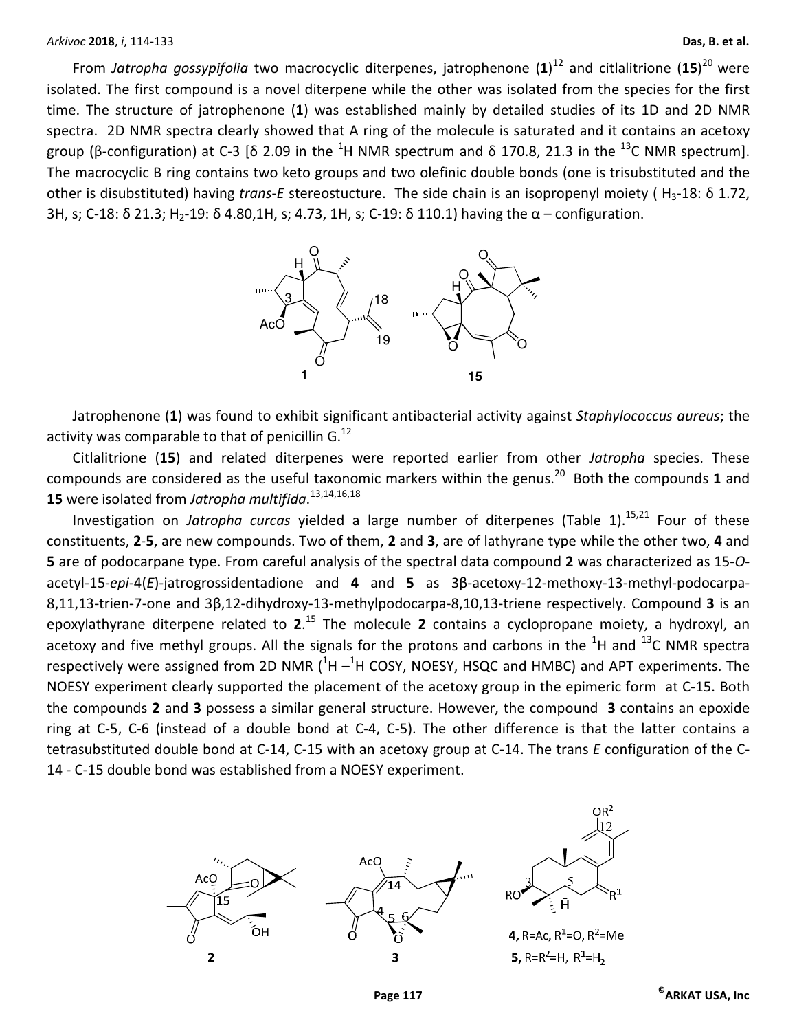From *Jatropha gossypifolia* two macrocyclic diterpenes, jatrophenone (**1**)[12] and citlalitrione (**15**)[20] were isolated. The first compound is a novel diterpene while the other was isolated from the species for the first time. The structure of jatrophenone (**1**) was established mainly by detailed studies of its 1D and 2D NMR spectra. 2D NMR spectra clearly showed that A ring of the molecule is saturated and it contains an acetoxy group (β-configuration) at C-3 [δ 2.09 in the $^{1}$H NMR spectrum and δ 170.8, 21.3 in the $^{13}$C NMR spectrum]. The macrocyclic B ring contains two keto groups and two olefinic double bonds (one is trisubstituted and the other is disubstituted) having *trans-E* stereostucture. The side chain is an isopropenyl moiety ( $H_3$-18: δ 1.72, 3H, s; C-18: δ 21.3; $H_2$-19: δ 4.80,1H, s; 4.73, 1H, s; C-19: δ 110.1) having the α – configuration.

Jatrophenone (**1**) was found to exhibit significant antibacterial activity against *Staphylococcus aureus*; the activity was comparable to that of penicillin G.[12]

Citlalitrione (**15**) and related diterpenes were reported earlier from other *Jatropha* species. These compounds are considered as the useful taxonomic markers within the genus.[20] Both the compounds **1** and **15** were isolated from *Jatropha multifida*.[13,14,16,18]

Investigation on *Jatropha curcas* yielded a large number of diterpenes (Table 1).[15,21] Four of these constituents, **2**-**5**, are new compounds. Two of them, **2** and **3**, are of lathyrane type while the other two, **4** and **5** are of podocarpane type. From careful analysis of the spectral data compound **2** was characterized as 15-*O*-acetyl-15-*epi*-4(*E*)-jatrogrossidentadione and **4** and **5** as 3β-acetoxy-12-methoxy-13-methyl-podocarpa-8,11,13-trien-7-one and 3β,12-dihydroxy-13-methylpodocarpa-8,10,13-triene respectively. Compound **3** is an epoxylathyrane diterpene related to **2**.[15] The molecule **2** contains a cyclopropane moiety, a hydroxyl, an acetoxy and five methyl groups. All the signals for the protons and carbons in the $^{1}$H and $^{13}$C NMR spectra respectively were assigned from 2D NMR ($^{1}$H –$^{1}$H COSY, NOESY, HSQC and HMBC) and APT experiments. The NOESY experiment clearly supported the placement of the acetoxy group in the epimeric form at C-15. Both the compounds **2** and **3** possess a similar general structure. However, the compound **3** contains an epoxide ring at C-5, C-6 (instead of a double bond at C-4, C-5). The other difference is that the latter contains a tetrasubstituted double bond at C-14, C-15 with an acetoxy group at C-14. The trans *E* configuration of the C-14 - C-15 double bond was established from a NOESY experiment.

**4,** R=Ac, $R^1$=O, $R^2$=Me

**5,** R=$R^2$=H, $R^1$=$H_2$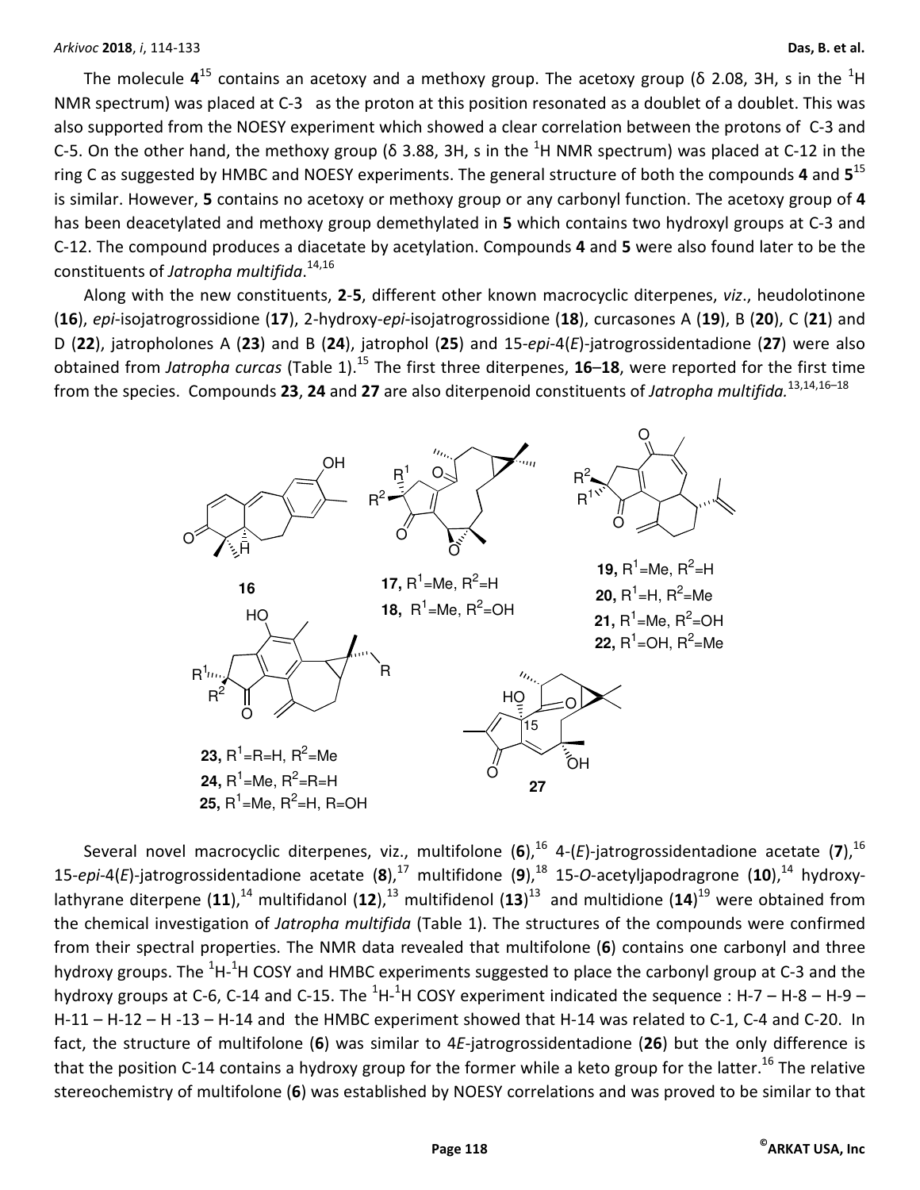The molecule **4**[15] contains an acetoxy and a methoxy group. The acetoxy group (δ 2.08, 3H, s in the $^1$H NMR spectrum) was placed at C-3 as the proton at this position resonated as a doublet of a doublet. This was also supported from the NOESY experiment which showed a clear correlation between the protons of C-3 and C-5. On the other hand, the methoxy group (δ 3.88, 3H, s in the $^1$H NMR spectrum) was placed at C-12 in the ring C as suggested by HMBC and NOESY experiments. The general structure of both the compounds **4** and **5**[15] is similar. However, **5** contains no acetoxy or methoxy group or any carbonyl function. The acetoxy group of **4** has been deacetylated and methoxy group demethylated in **5** which contains two hydroxyl groups at C-3 and C-12. The compound produces a diacetate by acetylation. Compounds **4** and **5** were also found later to be the constituents of *Jatropha multifida*.[14,16]

Along with the new constituents, **2**-**5**, different other known macrocyclic diterpenes, *viz*., heudolotinone (**16**), *epi*-isojatrogrossidione (**17**), 2-hydroxy-*epi*-isojatrogrossidione (**18**), curcasones A (**19**), B (**20**), C (**21**) and D (**22**), jatropholones A (**23**) and B (**24**), jatrophol (**25**) and 15-*epi*-4(*E*)-jatrogrossidentadione (**27**) were also obtained from *Jatropha curcas* (Table 1).[15] The first three diterpenes, **16**–**18**, were reported for the first time from the species. Compounds **23**, **24** and **27** are also diterpenoid constituents of *Jatropha multifida.*[13,14,16–18]

**16**

**17,** $R^1$=Me, $R^2$=H
**18,** $R^1$=Me, $R^2$=OH

**19,** $R^1$=Me, $R^2$=H
**20,** $R^1$=H, $R^2$=Me
**21,** $R^1$=Me, $R^2$=OH
**22,** $R^1$=OH, $R^2$=Me

**23,** $R^1$=R=H, $R^2$=Me
**24,** $R^1$=Me, $R^2$=R=H
**25,** $R^1$=Me, $R^2$=H, R=OH

**27**

Several novel macrocyclic diterpenes, viz., multifolone (**6**),[16] 4-(*E*)-jatrogrossidentadione acetate (**7**),[16] 15-*epi*-4(*E*)-jatrogrossidentadione acetate (**8**),[17] multifidone (**9**),[18] 15-*O*-acetyljapodragrone (**10**),[14] hydroxy-lathyrane diterpene (**11**),[14] multifidanol (**12**),[13] multifidenol (**13**)[13] and multidione (**14**)[19] were obtained from the chemical investigation of *Jatropha multifida* (Table 1). The structures of the compounds were confirmed from their spectral properties. The NMR data revealed that multifolone (**6**) contains one carbonyl and three hydroxy groups. The $^1$H-$^1$H COSY and HMBC experiments suggested to place the carbonyl group at C-3 and the hydroxy groups at C-6, C-14 and C-15. The $^1$H-$^1$H COSY experiment indicated the sequence : H-7 – H-8 – H-9 – H-11 – H-12 – H -13 – H-14 and the HMBC experiment showed that H-14 was related to C-1, C-4 and C-20. In fact, the structure of multifolone (**6**) was similar to 4*E*-jatrogrossidentadione (**26**) but the only difference is that the position C-14 contains a hydroxy group for the former while a keto group for the latter.[16] The relative stereochemistry of multifolone (**6**) was established by NOESY correlations and was proved to be similar to that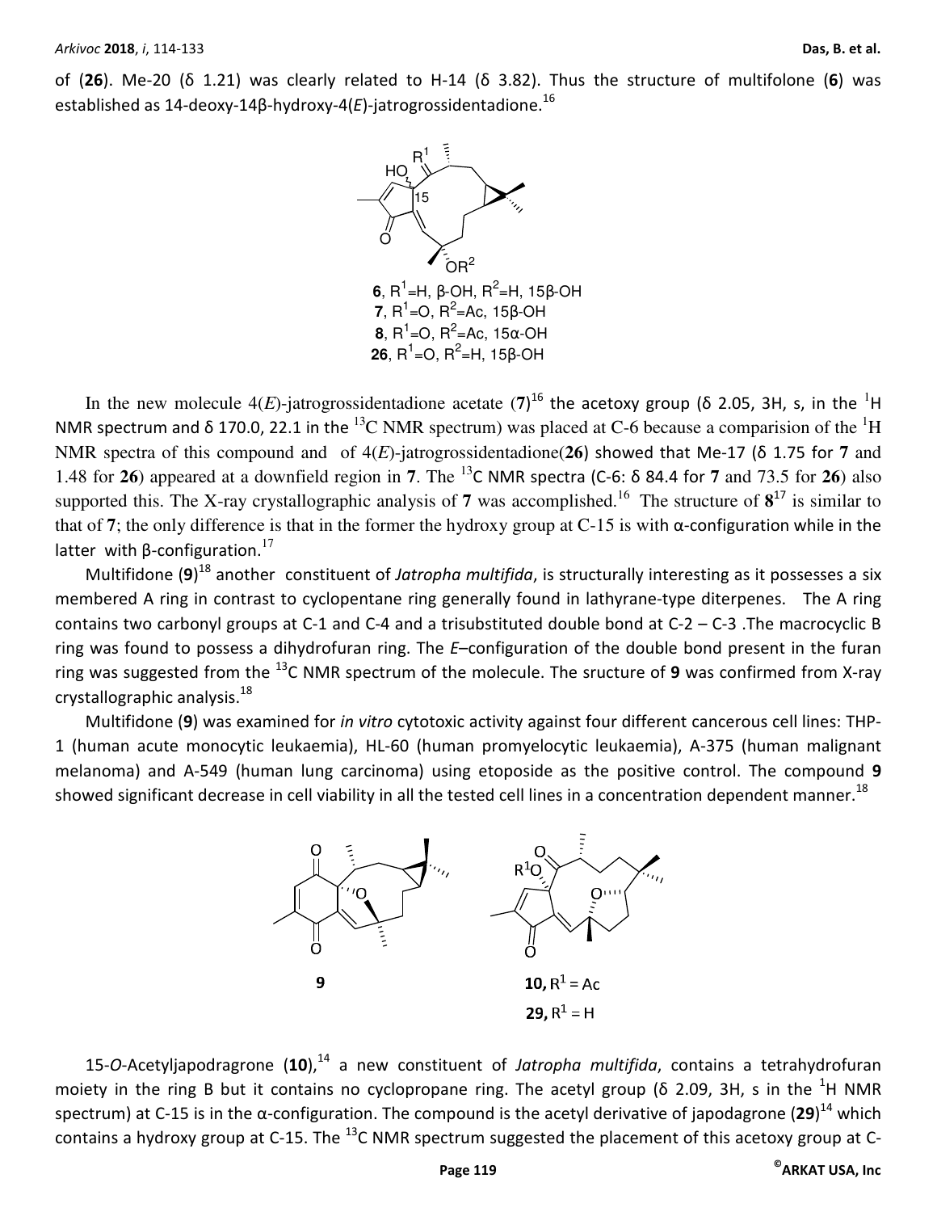of (**26**). Me-20 (δ 1.21) was clearly related to H-14 (δ 3.82). Thus the structure of multifolone (**6**) was established as 14-deoxy-14β-hydroxy-4(*E*)-jatrogrossidentadione.[16]

**6**, $R^1$=H, β-OH, $R^2$=H, 15β-OH
**7**, $R^1$=O, $R^2$=Ac, 15β-OH
**8**, $R^1$=O, $R^2$=Ac, 15α-OH
**26**, $R^1$=O, $R^2$=H, 15β-OH

In the new molecule 4(*E*)-jatrogrossidentadione acetate (**7**)[16] the acetoxy group (δ 2.05, 3H, s, in the $^1$H NMR spectrum and δ 170.0, 22.1 in the $^{13}$C NMR spectrum) was placed at C-6 because a comparision of the $^1$H NMR spectra of this compound and of 4(*E*)-jatrogrossidentadione(**26**) showed that Me-17 (δ 1.75 for **7** and 1.48 for **26**) appeared at a downfield region in **7**. The $^{13}$C NMR spectra (C-6: δ 84.4 for **7** and 73.5 for **26**) also supported this. The X-ray crystallographic analysis of **7** was accomplished.[16] The structure of **8**[17] is similar to that of **7**; the only difference is that in the former the hydroxy group at C-15 is with α-configuration while in the latter with β-configuration.[17]

Multifidone (**9**)[18] another constituent of *Jatropha multifida*, is structurally interesting as it possesses a six membered A ring in contrast to cyclopentane ring generally found in lathyrane-type diterpenes. The A ring contains two carbonyl groups at C-1 and C-4 and a trisubstituted double bond at C-2 – C-3 .The macrocyclic B ring was found to possess a dihydrofuran ring. The *E*–configuration of the double bond present in the furan ring was suggested from the $^{13}$C NMR spectrum of the molecule. The sructure of **9** was confirmed from X-ray crystallographic analysis.[18]

Multifidone (**9**) was examined for *in vitro* cytotoxic activity against four different cancerous cell lines: THP-1 (human acute monocytic leukaemia), HL-60 (human promyelocytic leukaemia), A-375 (human malignant melanoma) and A-549 (human lung carcinoma) using etoposide as the positive control. The compound **9** showed significant decrease in cell viability in all the tested cell lines in a concentration dependent manner.[18]

**9**

**10,** $R^1$ = Ac
**29,** $R^1$ = H

15-*O*-Acetyljapodragrone (**10**),[14] a new constituent of *Jatropha multifida*, contains a tetrahydrofuran moiety in the ring B but it contains no cyclopropane ring. The acetyl group (δ 2.09, 3H, s in the $^1$H NMR spectrum) at C-15 is in the α-configuration. The compound is the acetyl derivative of japodagrone (**29**)[14] which contains a hydroxy group at C-15. The $^{13}$C NMR spectrum suggested the placement of this acetoxy group at C-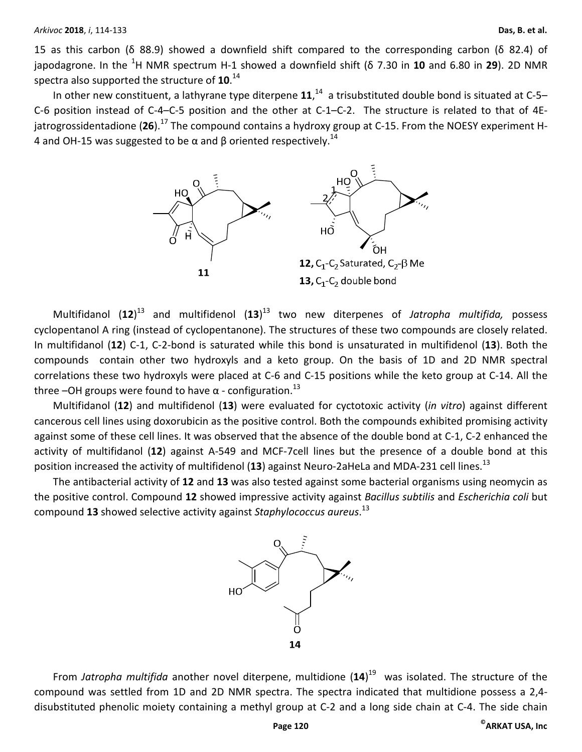15 as this carbon (δ 88.9) showed a downfield shift compared to the corresponding carbon (δ 82.4) of japodagrone. In the $^{1}$H NMR spectrum H-1 showed a downfield shift (δ 7.30 in **10** and 6.80 in **29**). 2D NMR spectra also supported the structure of **10**.[14]

In other new constituent, a lathyrane type diterpene **11**,[14] a trisubstituted double bond is situated at C-5–C-6 position instead of C-4–C-5 position and the other at C-1–C-2. The structure is related to that of 4E-jatrogrossidentadione (**26**).[17] The compound contains a hydroxy group at C-15. From the NOESY experiment H-4 and OH-15 was suggested to be α and β oriented respectively.[14]

**11**

**12,** $C_1$-$C_2$ Saturated, $C_2$-β Me

**13,** $C_1$-$C_2$ double bond

Multifidanol (**12**)[13] and multifidenol (**13**)[13] two new diterpenes of *Jatropha multifida,* possess cyclopentanol A ring (instead of cyclopentanone). The structures of these two compounds are closely related. In multifidanol (**12**) C-1, C-2-bond is saturated while this bond is unsaturated in multifidenol (**13**). Both the compounds contain other two hydroxyls and a keto group. On the basis of 1D and 2D NMR spectral correlations these two hydroxyls were placed at C-6 and C-15 positions while the keto group at C-14. All the three –OH groups were found to have α - configuration.[13]

Multifidanol (**12**) and multifidenol (**13**) were evaluated for cytotoxic activity (*in vitro*) against different cancerous cell lines using doxorubicin as the positive control. Both the compounds exhibited promising activity against some of these cell lines. It was observed that the absence of the double bond at C-1, C-2 enhanced the activity of multifidanol (**12**) against A-549 and MCF-7cell lines but the presence of a double bond at this position increased the activity of multifidenol (**13**) against Neuro-2aHeLa and MDA-231 cell lines.[13]

The antibacterial activity of **12** and **13** was also tested against some bacterial organisms using neomycin as the positive control. Compound **12** showed impressive activity against *Bacillus subtilis* and *Escherichia coli* but compound **13** showed selective activity against *Staphylococcus aureus*.[13]

**14**

From *Jatropha multifida* another novel diterpene, multidione (**14**)[19] was isolated. The structure of the compound was settled from 1D and 2D NMR spectra. The spectra indicated that multidione possess a 2,4-disubstituted phenolic moiety containing a methyl group at C-2 and a long side chain at C-4. The side chain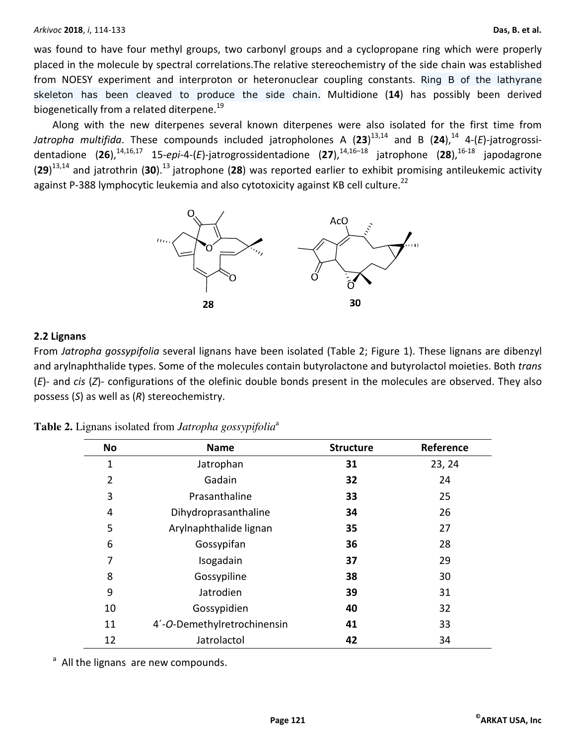was found to have four methyl groups, two carbonyl groups and a cyclopropane ring which were properly placed in the molecule by spectral correlations.The relative stereochemistry of the side chain was established from NOESY experiment and interproton or heteronuclear coupling constants. Ring B of the lathyrane skeleton has been cleaved to produce the side chain. Multidione (**14**) has possibly been derived biogenetically from a related diterpene.[19]

Along with the new diterpenes several known diterpenes were also isolated for the first time from *Jatropha multifida*. These compounds included jatropholones A (**23**)[13,14] and B (**24**),[14] 4-(*E*)-jatrogrossidentadione (**26**),[14,16,17] 15-*epi*-4-(*E*)-jatrogrossidentadione (**27**),[14,16–18] jatrophone (**28**),[16-18] japodagrone (**29**)[13,14] and jatrothrin (**30**).[13] jatrophone (**28**) was reported earlier to exhibit promising antileukemic activity against P-388 lymphocytic leukemia and also cytotoxicity against KB cell culture.[22]

**28** **30**

## 2.2 Lignans

From *Jatropha gossypifolia* several lignans have been isolated (Table 2; Figure 1). These lignans are dibenzyl and arylnaphthalide types. Some of the molecules contain butyrolactone and butyrolactol moieties. Both *trans* (*E*)- and *cis* (*Z*)- configurations of the olefinic double bonds present in the molecules are observed. They also possess (*S*) as well as (*R*) stereochemistry.

**Table 2.** Lignans isolated from *Jatropha gossypifolia*[a]

| No | Name | Structure | Reference |
|---|---|---|---|
| 1 | Jatrophan | **31** | 23, 24 |
| 2 | Gadain | **32** | 24 |
| 3 | Prasanthaline | **33** | 25 |
| 4 | Dihydroprasanthaline | **34** | 26 |
| 5 | Arylnaphthalide lignan | **35** | 27 |
| 6 | Gossypifan | **36** | 28 |
| 7 | Isogadain | **37** | 29 |
| 8 | Gossypiline | **38** | 30 |
| 9 | Jatrodien | **39** | 31 |
| 10 | Gossypidien | **40** | 32 |
| 11 | 4´-*O*-Demethylretrochinensin | **41** | 33 |
| 12 | Jatrolactol | **42** | 34 |

[a] All the lignans are new compounds.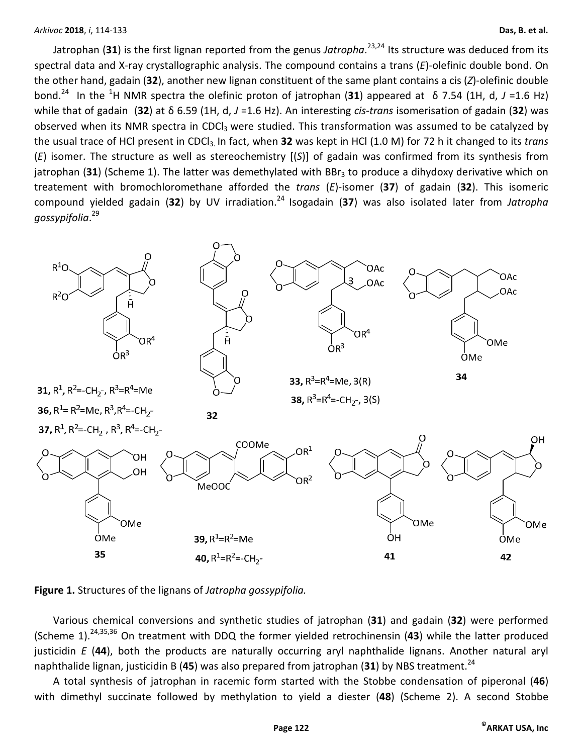Jatrophan (**31**) is the first lignan reported from the genus *Jatropha*.[23,24] Its structure was deduced from its spectral data and X-ray crystallographic analysis. The compound contains a trans (*E*)-olefinic double bond. On the other hand, gadain (**32**), another new lignan constituent of the same plant contains a cis (*Z*)-olefinic double bond.[24] In the $^1$H NMR spectra the olefinic proton of jatrophan (**31**) appeared at δ 7.54 (1H, d, $J$ =1.6 Hz) while that of gadain (**32**) at δ 6.59 (1H, d, $J$ =1.6 Hz). An interesting *cis-trans* isomerisation of gadain (**32**) was observed when its NMR spectra in $CDCl_3$ were studied. This transformation was assumed to be catalyzed by the usual trace of HCl present in $CDCl_3$. In fact, when **32** was kept in HCl (1.0 M) for 72 h it changed to its *trans* (*E*) isomer. The structure as well as stereochemistry [(*S*)] of gadain was confirmed from its synthesis from jatrophan (**31**) (Scheme 1). The latter was demethylated with $BBr_3$ to produce a dihydoxy derivative which on treatement with bromochloromethane afforded the *trans* (*E*)-isomer (**37**) of gadain (**32**). This isomeric compound yielded gadain (**32**) by UV irradiation.[24] Isogadain (**37**) was also isolated later from *Jatropha gossypifolia*.[29]

**31**, $R^1$, $R^2$=-$CH_2$-, $R^3$=$R^4$=Me

**36**, $R^1$= $R^2$=Me, $R^3$,$R^4$=-$CH_2$-

**37**, $R^1$, $R^2$=-$CH_2$-, $R^3$, $R^4$=-$CH_2$-

**32**

**33**, $R^3$=$R^4$=Me, 3(R)

**38**, $R^3$=$R^4$=-$CH_2$-, 3(S)

**34**

**35**

**39**, $R^1$=$R^2$=Me

**40**, $R^1$=$R^2$=-$CH_2$-

**41**

**42**

**Figure 1.** Structures of the lignans of *Jatropha gossypifolia.*

Various chemical conversions and synthetic studies of jatrophan (**31**) and gadain (**32**) were performed (Scheme 1).[24,35,36] On treatment with DDQ the former yielded retrochinensin (**43**) while the latter produced justicidin *E* (**44**), both the products are naturally occurring aryl naphthalide lignans. Another natural aryl naphthalide lignan, justicidin B (**45**) was also prepared from jatrophan (**31**) by NBS treatment.[24]

A total synthesis of jatrophan in racemic form started with the Stobbe condensation of piperonal (**46**) with dimethyl succinate followed by methylation to yield a diester (**48**) (Scheme 2). A second Stobbe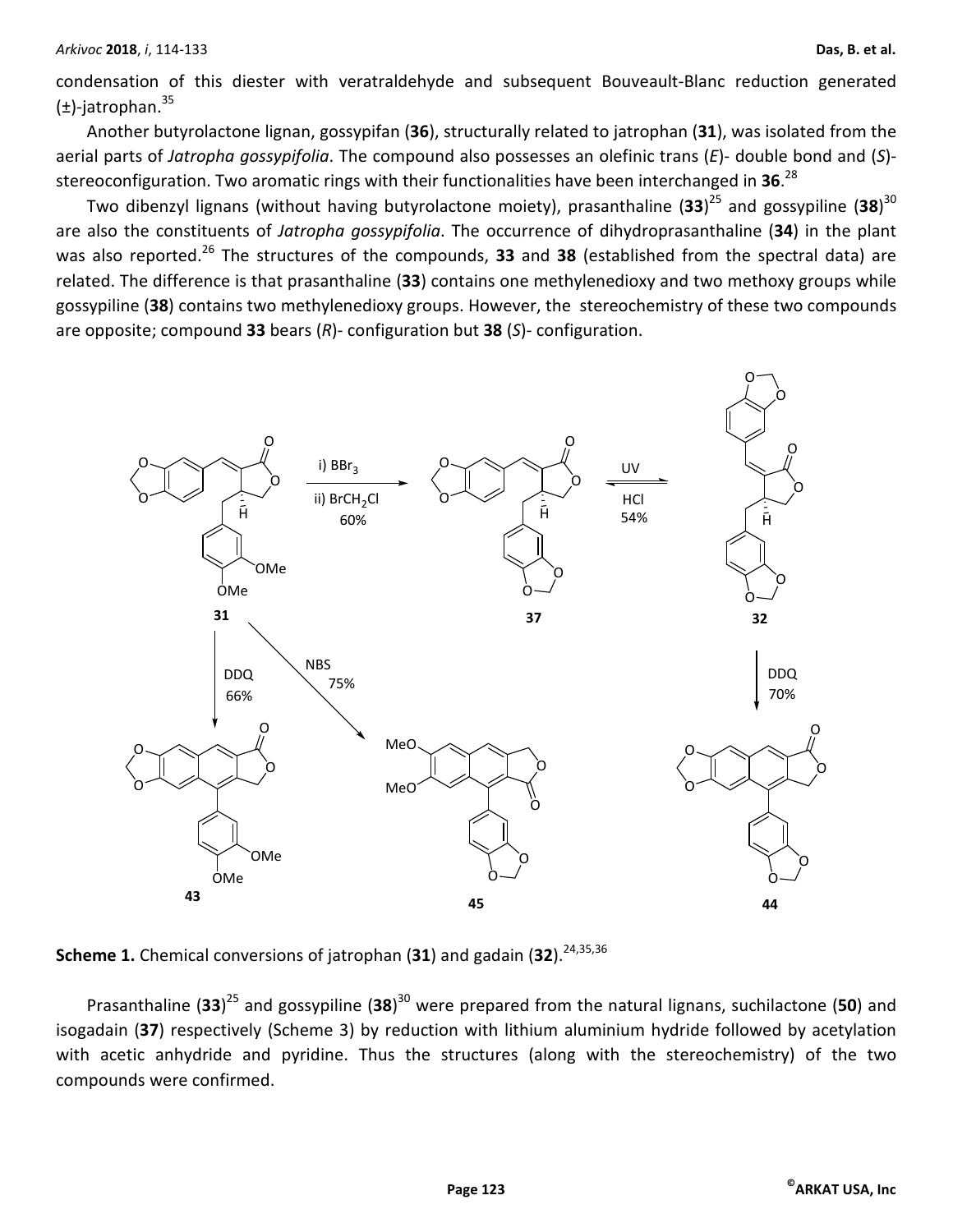condensation of this diester with veratraldehyde and subsequent Bouveault-Blanc reduction generated (±)-jatrophan.[35]

Another butyrolactone lignan, gossypifan (**36**), structurally related to jatrophan (**31**), was isolated from the aerial parts of *Jatropha gossypifolia*. The compound also possesses an olefinic trans (*E*)- double bond and (*S*)-stereoconfiguration. Two aromatic rings with their functionalities have been interchanged in **36**.[28]

Two dibenzyl lignans (without having butyrolactone moiety), prasanthaline (**33**)[25] and gossypiline (**38**)[30] are also the constituents of *Jatropha gossypifolia*. The occurrence of dihydroprasanthaline (**34**) in the plant was also reported.[26] The structures of the compounds, **33** and **38** (established from the spectral data) are related. The difference is that prasanthaline (**33**) contains one methylenedioxy and two methoxy groups while gossypiline (**38**) contains two methylenedioxy groups. However, the stereochemistry of these two compounds are opposite; compound **33** bears (*R*)- configuration but **38** (*S*)- configuration.

**Scheme 1.** Chemical conversions of jatrophan (**31**) and gadain (**32**).[24,35,36]

Prasanthaline (**33**)[25] and gossypiline (**38**)[30] were prepared from the natural lignans, suchilactone (**50**) and isogadain (**37**) respectively (Scheme 3) by reduction with lithium aluminium hydride followed by acetylation with acetic anhydride and pyridine. Thus the structures (along with the stereochemistry) of the two compounds were confirmed.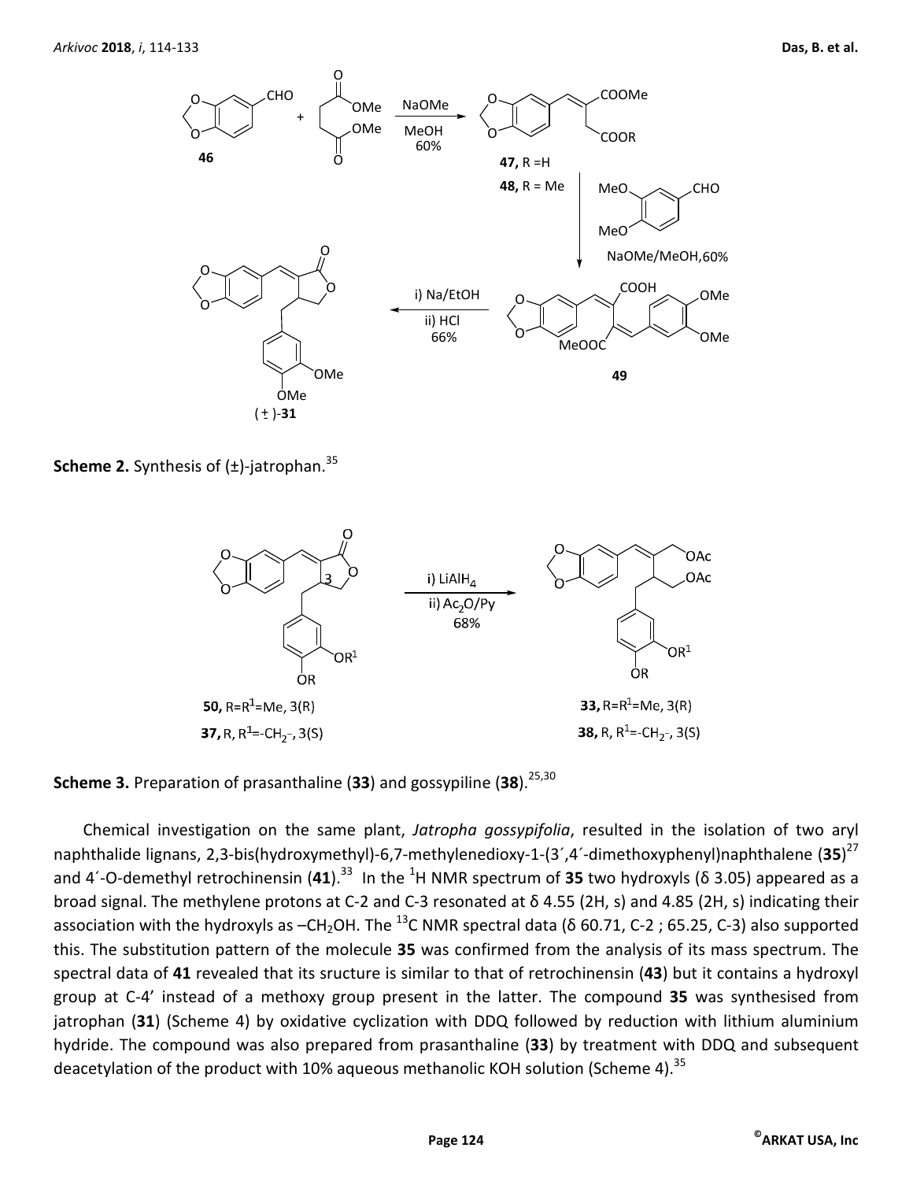**Scheme 2.** Synthesis of (±)-jatrophan.[35]

**Scheme 3.** Preparation of prasanthaline (**33**) and gossypiline (**38**).[25,30]

Chemical investigation on the same plant, *Jatropha gossypifolia*, resulted in the isolation of two aryl naphthalide lignans, 2,3-bis(hydroxymethyl)-6,7-methylenedioxy-1-(3´,4´-dimethoxyphenyl)naphthalene (**35**)[27] and 4´-O-demethyl retrochinensin (**41**).[33] In the $^{1}$H NMR spectrum of **35** two hydroxyls (δ 3.05) appeared as a broad signal. The methylene protons at C-2 and C-3 resonated at δ 4.55 (2H, s) and 4.85 (2H, s) indicating their association with the hydroxyls as $-CH_2OH$. The $^{13}$C NMR spectral data (δ 60.71, C-2 ; 65.25, C-3) also supported this. The substitution pattern of the molecule **35** was confirmed from the analysis of its mass spectrum. The spectral data of **41** revealed that its sructure is similar to that of retrochinensin (**43**) but it contains a hydroxyl group at C-4' instead of a methoxy group present in the latter. The compound **35** was synthesised from jatrophan (**31**) (Scheme 4) by oxidative cyclization with DDQ followed by reduction with lithium aluminium hydride. The compound was also prepared from prasanthaline (**33**) by treatment with DDQ and subsequent deacetylation of the product with 10% aqueous methanolic KOH solution (Scheme 4).[35]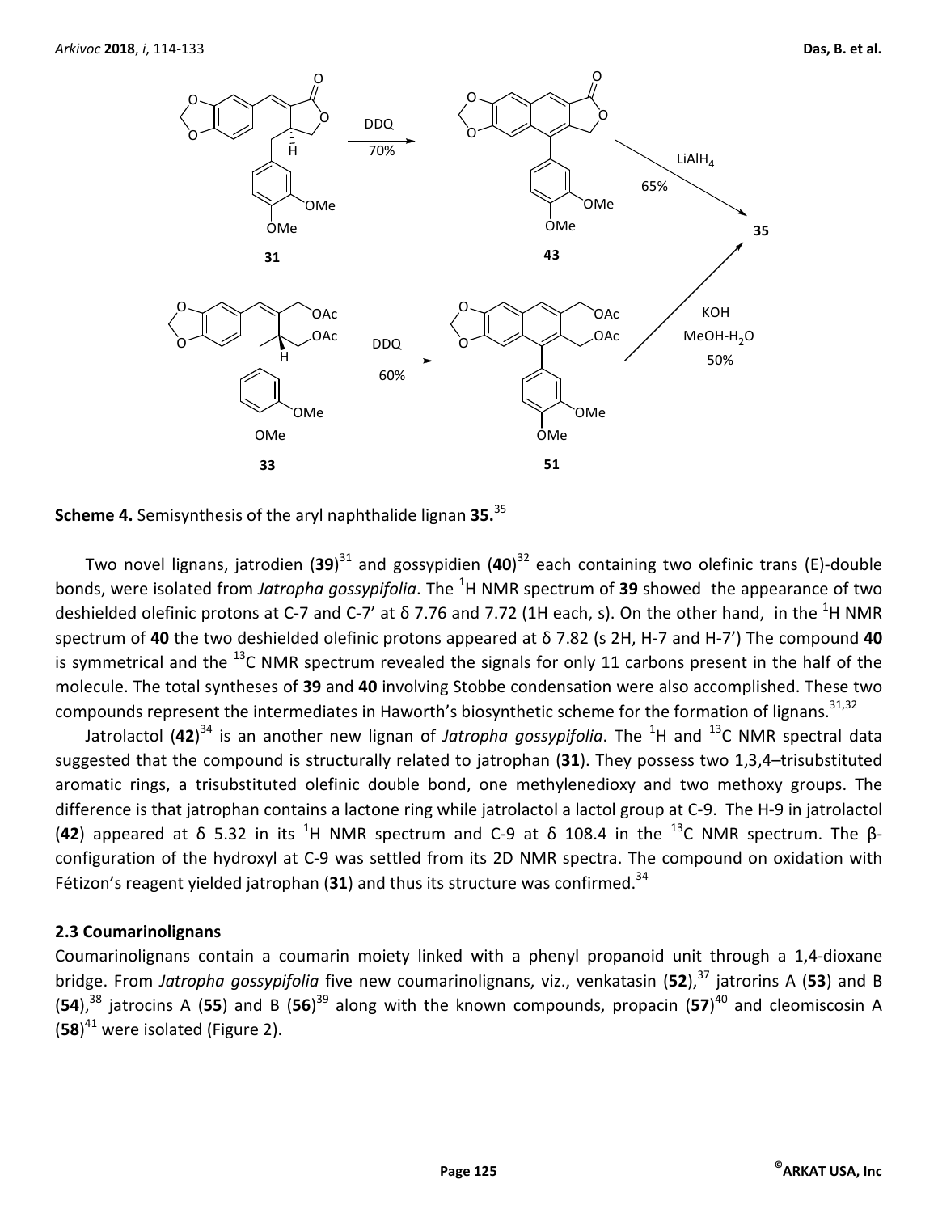**Scheme 4.** Semisynthesis of the aryl naphthalide lignan **35.**[35]

Two novel lignans, jatrodien (**39**)[31] and gossypidien (**40**)[32] each containing two olefinic trans (E)-double bonds, were isolated from *Jatropha gossypifolia*. The $^{1}$H NMR spectrum of **39** showed the appearance of two deshielded olefinic protons at C-7 and C-7' at δ 7.76 and 7.72 (1H each, s). On the other hand, in the $^{1}$H NMR spectrum of **40** the two deshielded olefinic protons appeared at δ 7.82 (s 2H, H-7 and H-7') The compound **40** is symmetrical and the $^{13}$C NMR spectrum revealed the signals for only 11 carbons present in the half of the molecule. The total syntheses of **39** and **40** involving Stobbe condensation were also accomplished. These two compounds represent the intermediates in Haworth's biosynthetic scheme for the formation of lignans.[31,32]

Jatrolactol (**42**)[34] is an another new lignan of *Jatropha gossypifolia*. The $^{1}$H and $^{13}$C NMR spectral data suggested that the compound is structurally related to jatrophan (**31**). They possess two 1,3,4–trisubstituted aromatic rings, a trisubstituted olefinic double bond, one methylenedioxy and two methoxy groups. The difference is that jatrophan contains a lactone ring while jatrolactol a lactol group at C-9. The H-9 in jatrolactol (**42**) appeared at δ 5.32 in its $^{1}$H NMR spectrum and C-9 at δ 108.4 in the $^{13}$C NMR spectrum. The β-configuration of the hydroxyl at C-9 was settled from its 2D NMR spectra. The compound on oxidation with Fétizon's reagent yielded jatrophan (**31**) and thus its structure was confirmed.[34]

### 2.3 Coumarinolignans

Coumarinolignans contain a coumarin moiety linked with a phenyl propanoid unit through a 1,4-dioxane bridge. From *Jatropha gossypifolia* five new coumarinolignans, viz., venkatasin (**52**),[37] jatrorins A (**53**) and B (**54**),[38] jatrocins A (**55**) and B (**56**)[39] along with the known compounds, propacin (**57**)[40] and cleomiscosin A (**58**)[41] were isolated (Figure 2).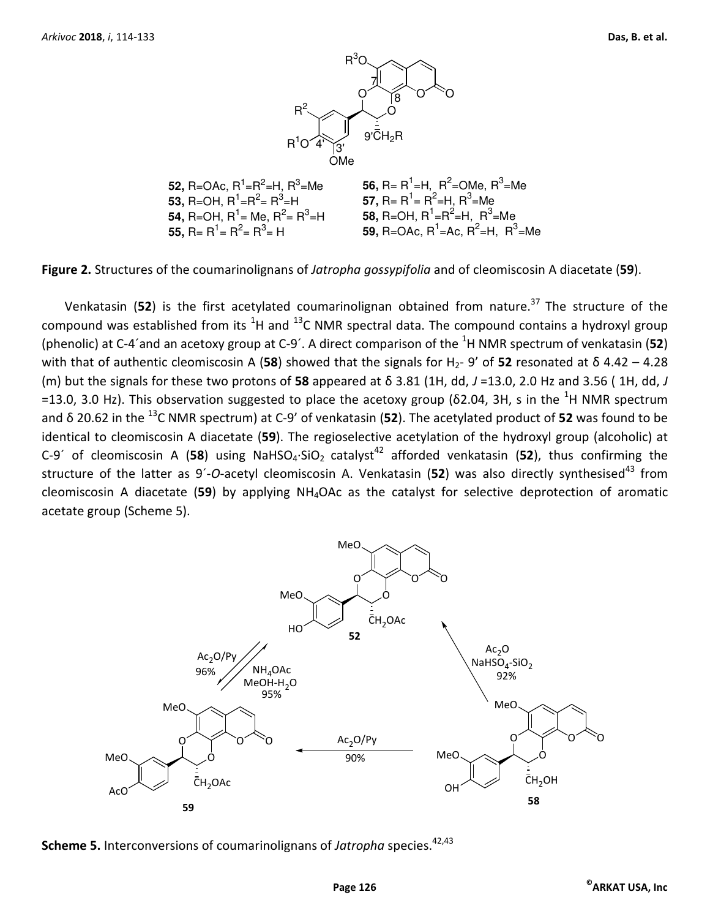**52,** R=OAc, $R^1$=$R^2$=H, $R^3$=Me
**53,** R=OH, $R^1$=$R^2$= $R^3$=H
**54,** R=OH, $R^1$= Me, $R^2$= $R^3$=H
**55,** R= $R^1$= $R^2$= $R^3$= H
**56,** R= $R^1$=H, $R^2$=OMe, $R^3$=Me
**57,** R= $R^1$= $R^2$=H, $R^3$=Me
**58,** R=OH, $R^1$=$R^2$=H, $R^3$=Me
**59,** R=OAc, $R^1$=Ac, $R^2$=H, $R^3$=Me

**Figure 2.** Structures of the coumarinolignans of *Jatropha gossypifolia* and of cleomiscosin A diacetate (**59**).

Venkatasin (**52**) is the first acetylated coumarinolignan obtained from nature.[37] The structure of the compound was established from its $^1$H and $^{13}$C NMR spectral data. The compound contains a hydroxyl group (phenolic) at C-4´and an acetoxy group at C-9´. A direct comparison of the $^1$H NMR spectrum of venkatasin (**52**) with that of authentic cleomiscosin A (**58**) showed that the signals for $H_2$- 9′ of **52** resonated at δ 4.42 – 4.28 (m) but the signals for these two protons of **58** appeared at δ 3.81 (1H, dd, *J* =13.0, 2.0 Hz and 3.56 ( 1H, dd, *J* =13.0, 3.0 Hz). This observation suggested to place the acetoxy group (δ2.04, 3H, s in the $^1$H NMR spectrum and δ 20.62 in the $^{13}$C NMR spectrum) at C-9′ of venkatasin (**52**). The acetylated product of **52** was found to be identical to cleomiscosin A diacetate (**59**). The regioselective acetylation of the hydroxyl group (alcoholic) at C-9´ of cleomiscosin A (**58**) using $NaHSO_4$·$SiO_2$ catalyst[42] afforded venkatasin (**52**), thus confirming the structure of the latter as 9´-*O*-acetyl cleomiscosin A. Venkatasin (**52**) was also directly synthesised[43] from cleomiscosin A diacetate (**59**) by applying $NH_4OAc$ as the catalyst for selective deprotection of aromatic acetate group (Scheme 5).

**58** → **52**: $Ac_2O$, $NaHSO_4$-$SiO_2$, 92%
**58** → **59**: $Ac_2O$/Py, 90%
**52** → **59**: $Ac_2O$/Py, 96%
**59** → **52**: $NH_4OAc$, $MeOH$-$H_2O$, 95%

**Scheme 5.** Interconversions of coumarinolignans of *Jatropha* species.[42,43]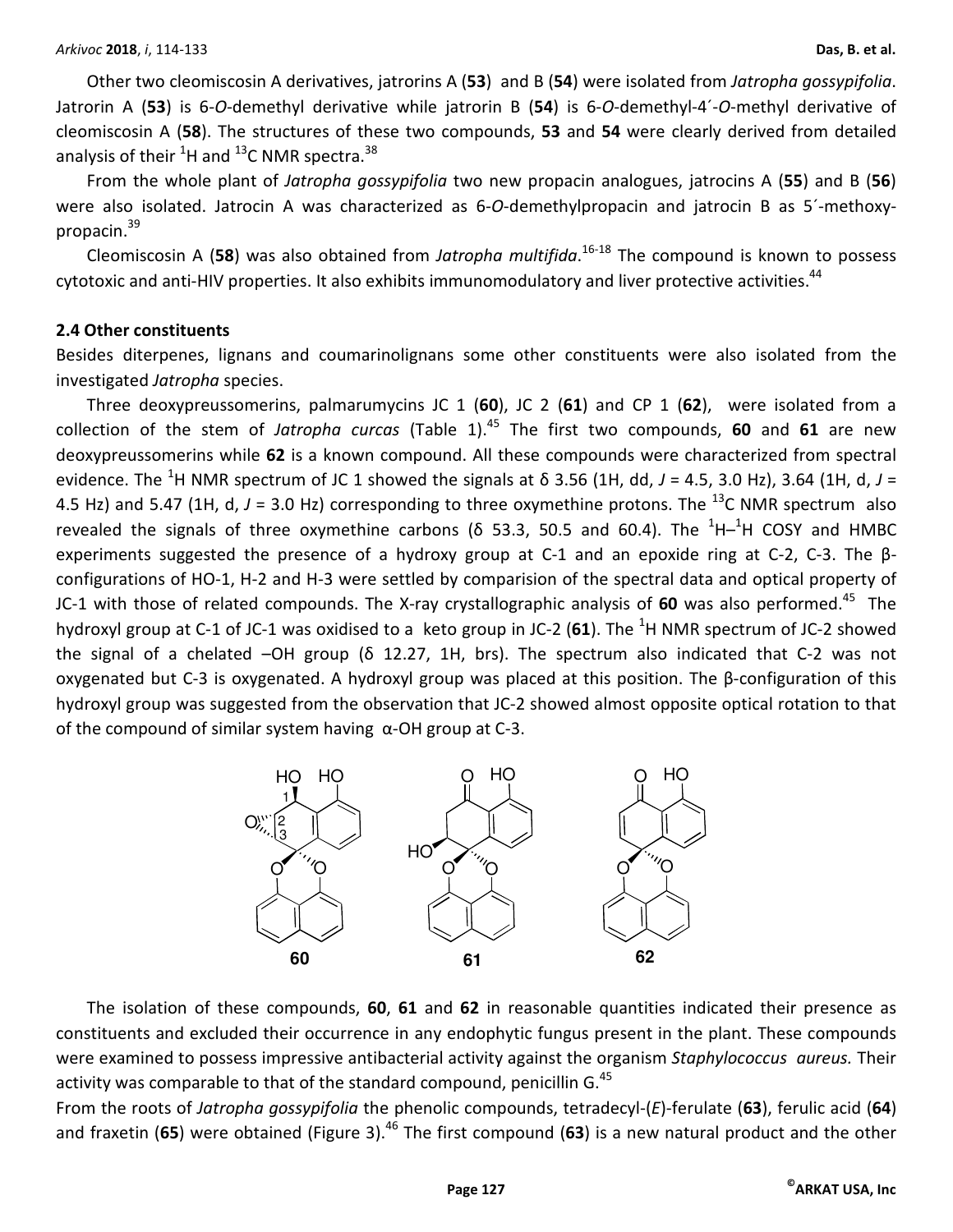Other two cleomiscosin A derivatives, jatrorins A (**53**) and B (**54**) were isolated from *Jatropha gossypifolia*. Jatrorin A (**53**) is 6-*O*-demethyl derivative while jatrorin B (**54**) is 6-*O*-demethyl-4´-*O*-methyl derivative of cleomiscosin A (**58**). The structures of these two compounds, **53** and **54** were clearly derived from detailed analysis of their $^{1}$H and $^{13}$C NMR spectra.[38]

From the whole plant of *Jatropha gossypifolia* two new propacin analogues, jatrocins A (**55**) and B (**56**) were also isolated. Jatrocin A was characterized as 6-*O*-demethylpropacin and jatrocin B as 5´-methoxy-propacin.[39]

Cleomiscosin A (**58**) was also obtained from *Jatropha multifida*.[16-18] The compound is known to possess cytotoxic and anti-HIV properties. It also exhibits immunomodulatory and liver protective activities.[44]

## 2.4 Other constituents

Besides diterpenes, lignans and coumarinolignans some other constituents were also isolated from the investigated *Jatropha* species.

Three deoxypreussomerins, palmarumycins JC 1 (**60**), JC 2 (**61**) and CP 1 (**62**), were isolated from a collection of the stem of *Jatropha curcas* (Table 1).[45] The first two compounds, **60** and **61** are new deoxypreussomerins while **62** is a known compound. All these compounds were characterized from spectral evidence. The $^{1}$H NMR spectrum of JC 1 showed the signals at δ 3.56 (1H, dd, *J* = 4.5, 3.0 Hz), 3.64 (1H, d, *J* = 4.5 Hz) and 5.47 (1H, d, *J* = 3.0 Hz) corresponding to three oxymethine protons. The $^{13}$C NMR spectrum also revealed the signals of three oxymethine carbons (δ 53.3, 50.5 and 60.4). The $^{1}$H–$^{1}$H COSY and HMBC experiments suggested the presence of a hydroxy group at C-1 and an epoxide ring at C-2, C-3. The β-configurations of HO-1, H-2 and H-3 were settled by comparision of the spectral data and optical property of JC-1 with those of related compounds. The X-ray crystallographic analysis of **60** was also performed.[45] The hydroxyl group at C-1 of JC-1 was oxidised to a keto group in JC-2 (**61**). The $^{1}$H NMR spectrum of JC-2 showed the signal of a chelated –OH group (δ 12.27, 1H, brs). The spectrum also indicated that C-2 was not oxygenated but C-3 is oxygenated. A hydroxyl group was placed at this position. The β-configuration of this hydroxyl group was suggested from the observation that JC-2 showed almost opposite optical rotation to that of the compound of similar system having α-OH group at C-3.

**60** **61** **62**

The isolation of these compounds, **60**, **61** and **62** in reasonable quantities indicated their presence as constituents and excluded their occurrence in any endophytic fungus present in the plant. These compounds were examined to possess impressive antibacterial activity against the organism *Staphylococcus aureus.* Their activity was comparable to that of the standard compound, penicillin G.[45]

From the roots of *Jatropha gossypifolia* the phenolic compounds, tetradecyl-(*E*)-ferulate (**63**), ferulic acid (**64**) and fraxetin (**65**) were obtained (Figure 3).[46] The first compound (**63**) is a new natural product and the other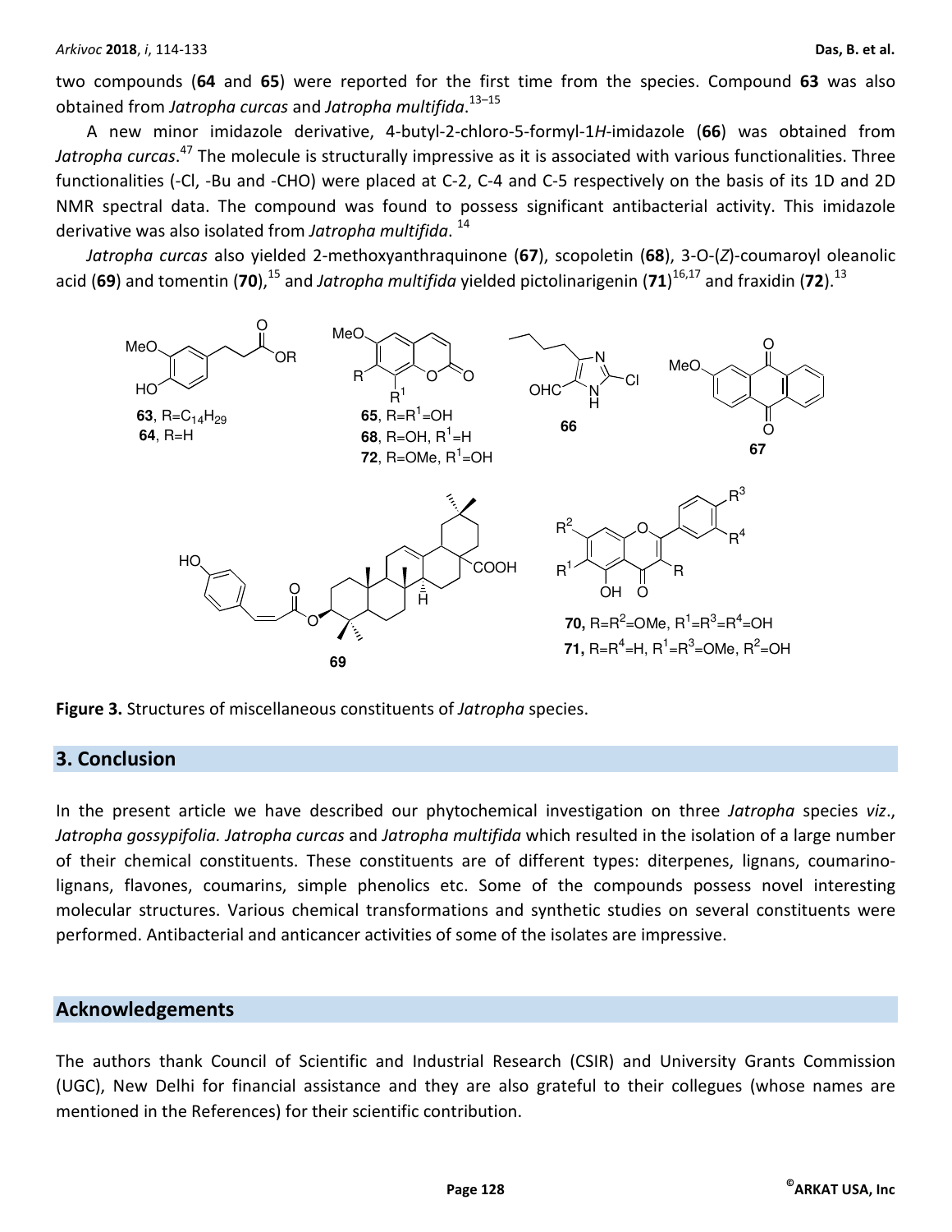two compounds (**64** and **65**) were reported for the first time from the species. Compound **63** was also obtained from *Jatropha curcas* and *Jatropha multifida*.[13–15]

A new minor imidazole derivative, 4-butyl-2-chloro-5-formyl-1*H*-imidazole (**66**) was obtained from *Jatropha curcas*.[47] The molecule is structurally impressive as it is associated with various functionalities. Three functionalities (-Cl, -Bu and -CHO) were placed at C-2, C-4 and C-5 respectively on the basis of its 1D and 2D NMR spectral data. The compound was found to possess significant antibacterial activity. This imidazole derivative was also isolated from *Jatropha multifida*.[14]

*Jatropha curcas* also yielded 2-methoxyanthraquinone (**67**), scopoletin (**68**), 3-O-(*Z*)-coumaroyl oleanolic acid (**69**) and tomentin (**70**),[15] and *Jatropha multifida* yielded pictolinarigenin (**71**)[16,17] and fraxidin (**72**).[13]

**63**, R=$C_{14}H_{29}$
**64**, R=H

**65**, R=$R^1$=OH
**68**, R=OH, $R^1$=H
**72**, R=OMe, $R^1$=OH

**66**

**67**

**69**

**70**, R=$R^2$=OMe, $R^1$=$R^3$=$R^4$=OH
**71**, R=$R^4$=H, $R^1$=$R^3$=OMe, $R^2$=OH

**Figure 3.** Structures of miscellaneous constituents of *Jatropha* species.

## 3. Conclusion

In the present article we have described our phytochemical investigation on three *Jatropha* species *viz*., *Jatropha gossypifolia. Jatropha curcas* and *Jatropha multifida* which resulted in the isolation of a large number of their chemical constituents. These constituents are of different types: diterpenes, lignans, coumarino-lignans, flavones, coumarins, simple phenolics etc. Some of the compounds possess novel interesting molecular structures. Various chemical transformations and synthetic studies on several constituents were performed. Antibacterial and anticancer activities of some of the isolates are impressive.

## Acknowledgements

The authors thank Council of Scientific and Industrial Research (CSIR) and University Grants Commission (UGC), New Delhi for financial assistance and they are also grateful to their collegues (whose names are mentioned in the References) for their scientific contribution.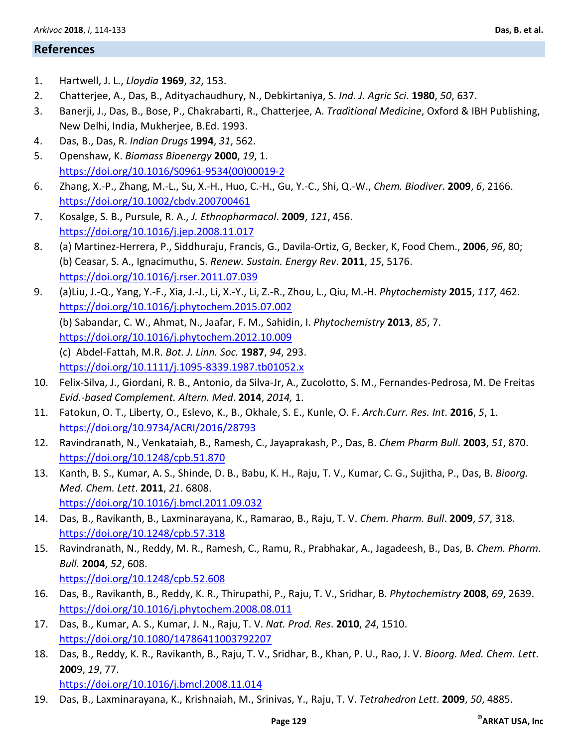## References

1. Hartwell, J. L., *Lloydia* **1969**, *32*, 153.
2. Chatterjee, A., Das, B., Adityachaudhury, N., Debkirtaniya, S. *Ind. J. Agric Sci*. **1980**, *50*, 637.
3. Banerji, J., Das, B., Bose, P., Chakrabarti, R., Chatterjee, A. *Traditional Medicine*, Oxford & IBH Publishing, New Delhi, India, Mukherjee, B.Ed. 1993.
4. Das, B., Das, R. *Indian Drugs* **1994**, *31*, 562.
5. Openshaw, K. *Biomass Bioenergy* **2000**, *19*, 1.
   https://doi.org/10.1016/S0961-9534(00)00019-2
6. Zhang, X.-P., Zhang, M.-L., Su, X.-H., Huo, C.-H., Gu, Y.-C., Shi, Q.-W., *Chem. Biodiver*. **2009**, *6*, 2166.
   https://doi.org/10.1002/cbdv.200700461
7. Kosalge, S. B., Pursule, R. A., *J. Ethnopharmacol*. **2009**, *121*, 456.
   https://doi.org/10.1016/j.jep.2008.11.017
8. (a) Martinez-Herrera, P., Siddhuraju, Francis, G., Davila-Ortiz, G, Becker, K, Food Chem., **2006**, *96*, 80;
   (b) Ceasar, S. A., Ignacimuthu, S. *Renew. Sustain. Energy Rev*. **2011**, *15*, 5176.
   https://doi.org/10.1016/j.rser.2011.07.039
9. (a)Liu, J.-Q., Yang, Y.-F., Xia, J.-J., Li, X.-Y., Li, Z.-R., Zhou, L., Qiu, M.-H. *Phytochemisty* **2015**, *117,* 462.
   https://doi.org/10.1016/j.phytochem.2015.07.002
   (b) Sabandar, C. W., Ahmat, N., Jaafar, F. M., Sahidin, I. *Phytochemistry* **2013**, *85*, 7.
   https://doi.org/10.1016/j.phytochem.2012.10.009
   (c) Abdel-Fattah, M.R. *Bot. J. Linn. Soc.* **1987**, *94*, 293.
   https://doi.org/10.1111/j.1095-8339.1987.tb01052.x
10. Felix-Silva, J., Giordani, R. B., Antonio, da Silva-Jr, A., Zucolotto, S. M., Fernandes-Pedrosa, M. De Freitas *Evid.-based Complement. Altern. Med*. **2014**, *2014,* 1.
11. Fatokun, O. T., Liberty, O., Eslevo, K., B., Okhale, S. E., Kunle, O. F. *Arch.Curr. Res. Int*. **2016**, *5*, 1.
    https://doi.org/10.9734/ACRI/2016/28793
12. Ravindranath, N., Venkataiah, B., Ramesh, C., Jayaprakash, P., Das, B. *Chem Pharm Bull*. **2003**, *51*, 870.
    https://doi.org/10.1248/cpb.51.870
13. Kanth, B. S., Kumar, A. S., Shinde, D. B., Babu, K. H., Raju, T. V., Kumar, C. G., Sujitha, P., Das, B. *Bioorg. Med. Chem. Lett*. **2011**, *21*. 6808.
    https://doi.org/10.1016/j.bmcl.2011.09.032
14. Das, B., Ravikanth, B., Laxminarayana, K., Ramarao, B., Raju, T. V. *Chem. Pharm. Bull*. **2009**, *57*, 318.
    https://doi.org/10.1248/cpb.57.318
15. Ravindranath, N., Reddy, M. R., Ramesh, C., Ramu, R., Prabhakar, A., Jagadeesh, B., Das, B. *Chem. Pharm. Bull.* **2004**, *52*, 608.
    https://doi.org/10.1248/cpb.52.608
16. Das, B., Ravikanth, B., Reddy, K. R., Thirupathi, P., Raju, T. V., Sridhar, B. *Phytochemistry* **2008**, *69*, 2639.
    https://doi.org/10.1016/j.phytochem.2008.08.011
17. Das, B., Kumar, A. S., Kumar, J. N., Raju, T. V. *Nat. Prod. Res*. **2010**, *24*, 1510.
    https://doi.org/10.1080/14786411003792207
18. Das, B., Reddy, K. R., Ravikanth, B., Raju, T. V., Sridhar, B., Khan, P. U., Rao, J. V. *Bioorg. Med. Chem. Lett*. **200**9, *19*, 77.
    https://doi.org/10.1016/j.bmcl.2008.11.014
19. Das, B., Laxminarayana, K., Krishnaiah, M., Srinivas, Y., Raju, T. V. *Tetrahedron Lett*. **2009**, *50*, 4885.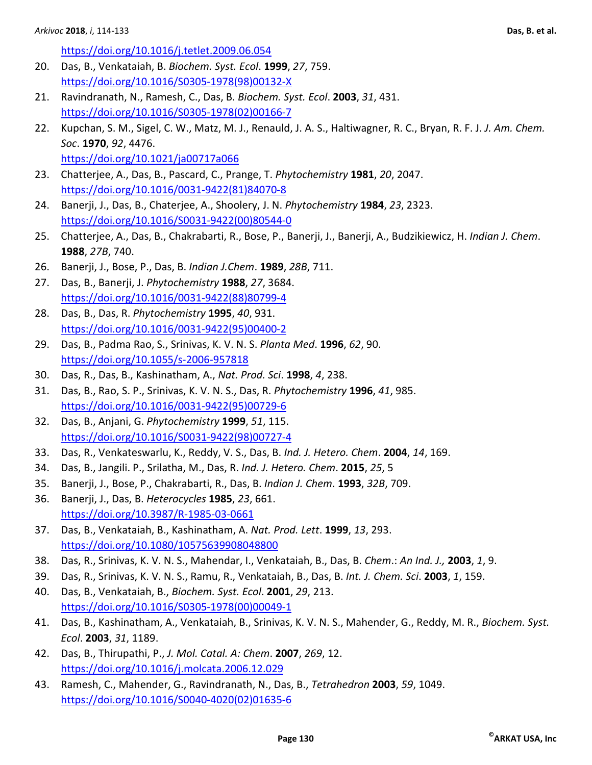https://doi.org/10.1016/j.tetlet.2009.06.054

20. Das, B., Venkataiah, B. *Biochem. Syst. Ecol*. **1999**, *27*, 759.
https://doi.org/10.1016/S0305-1978(98)00132-X
21. Ravindranath, N., Ramesh, C., Das, B. *Biochem. Syst. Ecol*. **2003**, *31*, 431.
https://doi.org/10.1016/S0305-1978(02)00166-7
22. Kupchan, S. M., Sigel, C. W., Matz, M. J., Renauld, J. A. S., Haltiwagner, R. C., Bryan, R. F. J. *J. Am. Chem. Soc*. **1970**, *92*, 4476.
https://doi.org/10.1021/ja00717a066
23. Chatterjee, A., Das, B., Pascard, C., Prange, T. *Phytochemistry* **1981**, *20*, 2047.
https://doi.org/10.1016/0031-9422(81)84070-8
24. Banerji, J., Das, B., Chaterjee, A., Shoolery, J. N. *Phytochemistry* **1984**, *23*, 2323.
https://doi.org/10.1016/S0031-9422(00)80544-0
25. Chatterjee, A., Das, B., Chakrabarti, R., Bose, P., Banerji, J., Banerji, A., Budzikiewicz, H. *Indian J. Chem*. **1988**, *27B*, 740.
26. Banerji, J., Bose, P., Das, B. *Indian J.Chem*. **1989**, *28B*, 711.
27. Das, B., Banerji, J. *Phytochemistry* **1988**, *27*, 3684.
https://doi.org/10.1016/0031-9422(88)80799-4
28. Das, B., Das, R. *Phytochemistry* **1995**, *40*, 931.
https://doi.org/10.1016/0031-9422(95)00400-2
29. Das, B., Padma Rao, S., Srinivas, K. V. N. S. *Planta Med*. **1996**, *62*, 90.
https://doi.org/10.1055/s-2006-957818
30. Das, R., Das, B., Kashinatham, A., *Nat. Prod. Sci*. **1998**, *4*, 238.
31. Das, B., Rao, S. P., Srinivas, K. V. N. S., Das, R. *Phytochemistry* **1996**, *41*, 985.
https://doi.org/10.1016/0031-9422(95)00729-6
32. Das, B., Anjani, G. *Phytochemistry* **1999**, *51*, 115.
https://doi.org/10.1016/S0031-9422(98)00727-4
33. Das, R., Venkateswarlu, K., Reddy, V. S., Das, B. *Ind. J. Hetero. Chem*. **2004**, *14*, 169.
34. Das, B., Jangili. P., Srilatha, M., Das, R. *Ind. J. Hetero. Chem*. **2015**, *25*, 5
35. Banerji, J., Bose, P., Chakrabarti, R., Das, B. *Indian J. Chem*. **1993**, *32B*, 709.
36. Banerji, J., Das, B. *Heterocycles* **1985**, *23*, 661.
https://doi.org/10.3987/R-1985-03-0661
37. Das, B., Venkataiah, B., Kashinatham, A. *Nat. Prod. Lett*. **1999**, *13*, 293.
https://doi.org/10.1080/10575639908048800
38. Das, R., Srinivas, K. V. N. S., Mahendar, I., Venkataiah, B., Das, B. *Chem*.: *An Ind. J.,* **2003**, *1*, 9.
39. Das, R., Srinivas, K. V. N. S., Ramu, R., Venkataiah, B., Das, B. *Int. J. Chem. Sci*. **2003**, *1*, 159.
40. Das, B., Venkataiah, B., *Biochem. Syst. Ecol*. **2001**, *29*, 213.
https://doi.org/10.1016/S0305-1978(00)00049-1
41. Das, B., Kashinatham, A., Venkataiah, B., Srinivas, K. V. N. S., Mahender, G., Reddy, M. R., *Biochem. Syst. Ecol*. **2003**, *31*, 1189.
42. Das, B., Thirupathi, P., *J. Mol. Catal. A: Chem*. **2007**, *269*, 12.
https://doi.org/10.1016/j.molcata.2006.12.029
43. Ramesh, C., Mahender, G., Ravindranath, N., Das, B., *Tetrahedron* **2003**, *59*, 1049.
https://doi.org/10.1016/S0040-4020(02)01635-6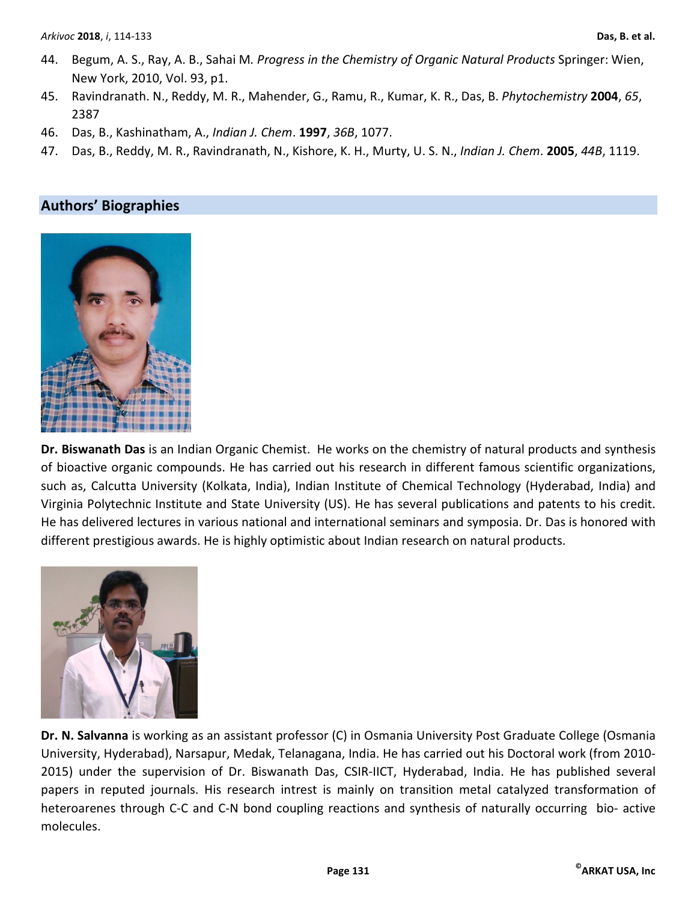44. Begum, A. S., Ray, A. B., Sahai M. *Progress in the Chemistry of Organic Natural Products* Springer: Wien, New York, 2010, Vol. 93, p1.
45. Ravindranath. N., Reddy, M. R., Mahender, G., Ramu, R., Kumar, K. R., Das, B. *Phytochemistry* **2004**, *65*, 2387
46. Das, B., Kashinatham, A., *Indian J. Chem*. **1997**, *36B*, 1077.
47. Das, B., Reddy, M. R., Ravindranath, N., Kishore, K. H., Murty, U. S. N., *Indian J. Chem*. **2005**, *44B*, 1119.

## Authors' Biographies

**Dr. Biswanath Das** is an Indian Organic Chemist. He works on the chemistry of natural products and synthesis of bioactive organic compounds. He has carried out his research in different famous scientific organizations, such as, Calcutta University (Kolkata, India), Indian Institute of Chemical Technology (Hyderabad, India) and Virginia Polytechnic Institute and State University (US). He has several publications and patents to his credit. He has delivered lectures in various national and international seminars and symposia. Dr. Das is honored with different prestigious awards. He is highly optimistic about Indian research on natural products.

**Dr. N. Salvanna** is working as an assistant professor (C) in Osmania University Post Graduate College (Osmania University, Hyderabad), Narsapur, Medak, Telanagana, India. He has carried out his Doctoral work (from 2010-2015) under the supervision of Dr. Biswanath Das, CSIR-IICT, Hyderabad, India. He has published several papers in reputed journals. His research intrest is mainly on transition metal catalyzed transformation of heteroarenes through C-C and C-N bond coupling reactions and synthesis of naturally occurring bio- active molecules.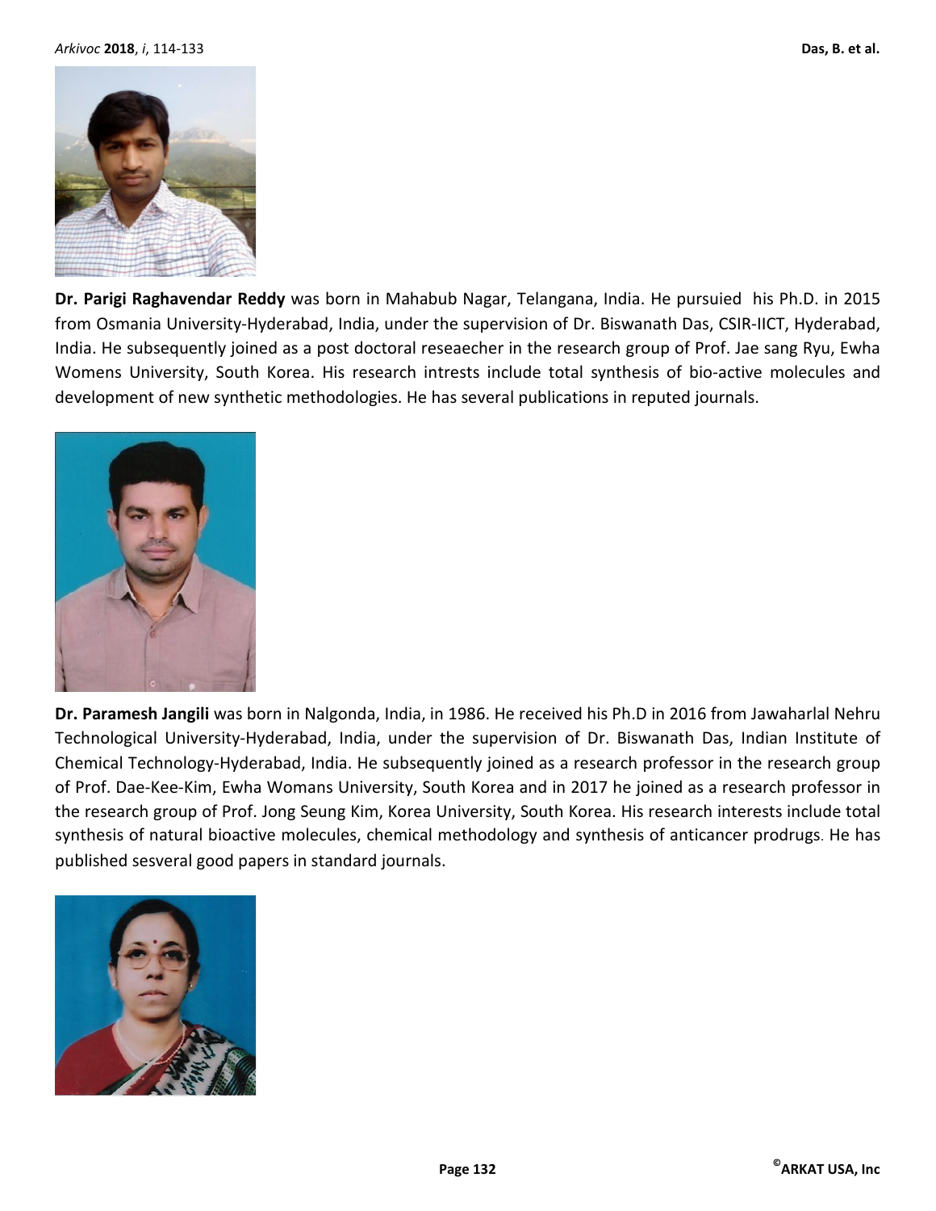**Dr. Parigi Raghavendar Reddy** was born in Mahabub Nagar, Telangana, India. He pursuied his Ph.D. in 2015 from Osmania University-Hyderabad, India, under the supervision of Dr. Biswanath Das, CSIR-IICT, Hyderabad, India. He subsequently joined as a post doctoral reseaecher in the research group of Prof. Jae sang Ryu, Ewha Womens University, South Korea. His research intrests include total synthesis of bio-active molecules and development of new synthetic methodologies. He has several publications in reputed journals.

**Dr. Paramesh Jangili** was born in Nalgonda, India, in 1986. He received his Ph.D in 2016 from Jawaharlal Nehru Technological University-Hyderabad, India, under the supervision of Dr. Biswanath Das, Indian Institute of Chemical Technology-Hyderabad, India. He subsequently joined as a research professor in the research group of Prof. Dae-Kee-Kim, Ewha Womans University, South Korea and in 2017 he joined as a research professor in the research group of Prof. Jong Seung Kim, Korea University, South Korea. His research interests include total synthesis of natural bioactive molecules, chemical methodology and synthesis of anticancer prodrugs. He has published sesveral good papers in standard journals.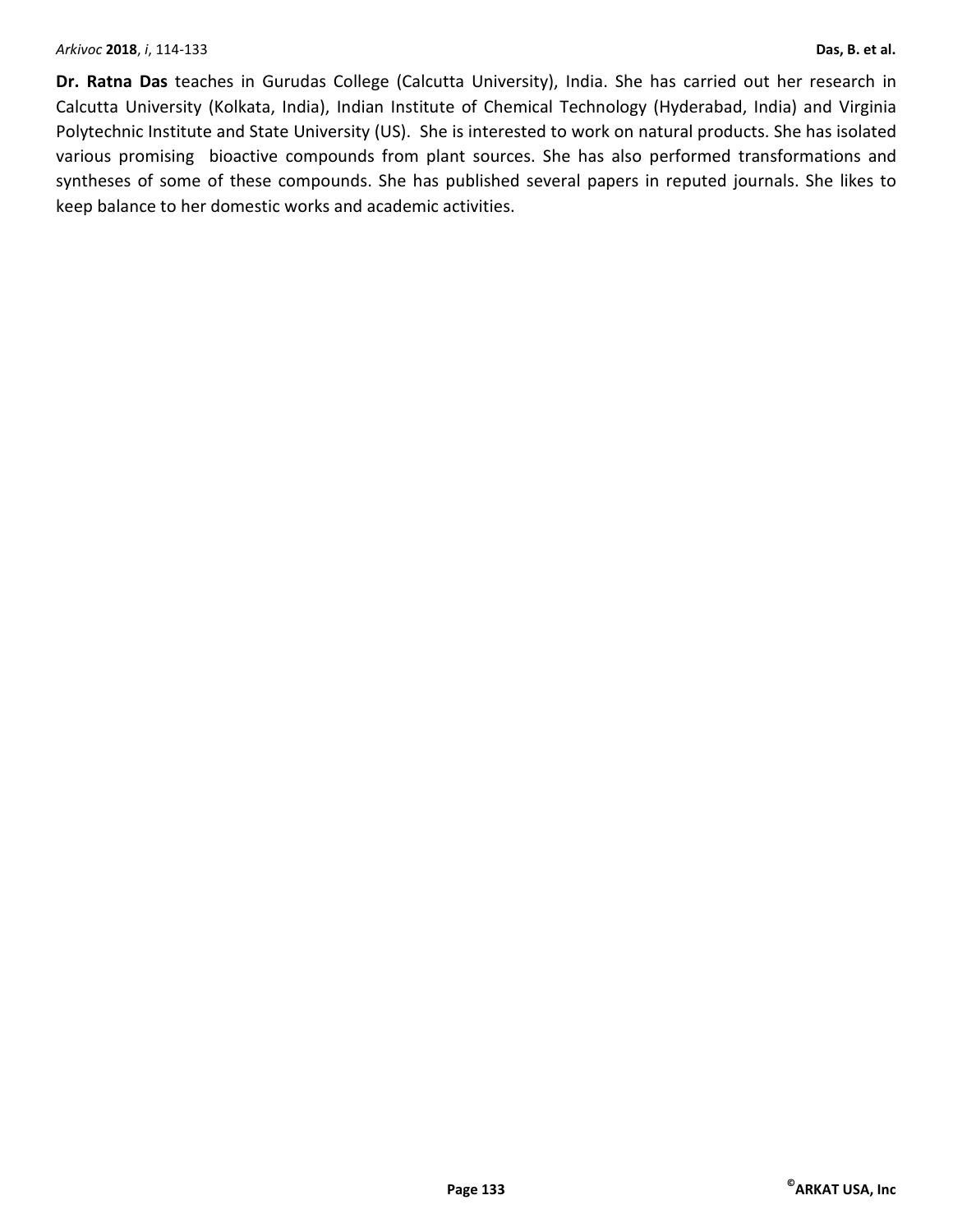**Dr. Ratna Das** teaches in Gurudas College (Calcutta University), India. She has carried out her research in Calcutta University (Kolkata, India), Indian Institute of Chemical Technology (Hyderabad, India) and Virginia Polytechnic Institute and State University (US). She is interested to work on natural products. She has isolated various promising bioactive compounds from plant sources. She has also performed transformations and syntheses of some of these compounds. She has published several papers in reputed journals. She likes to keep balance to her domestic works and academic activities.